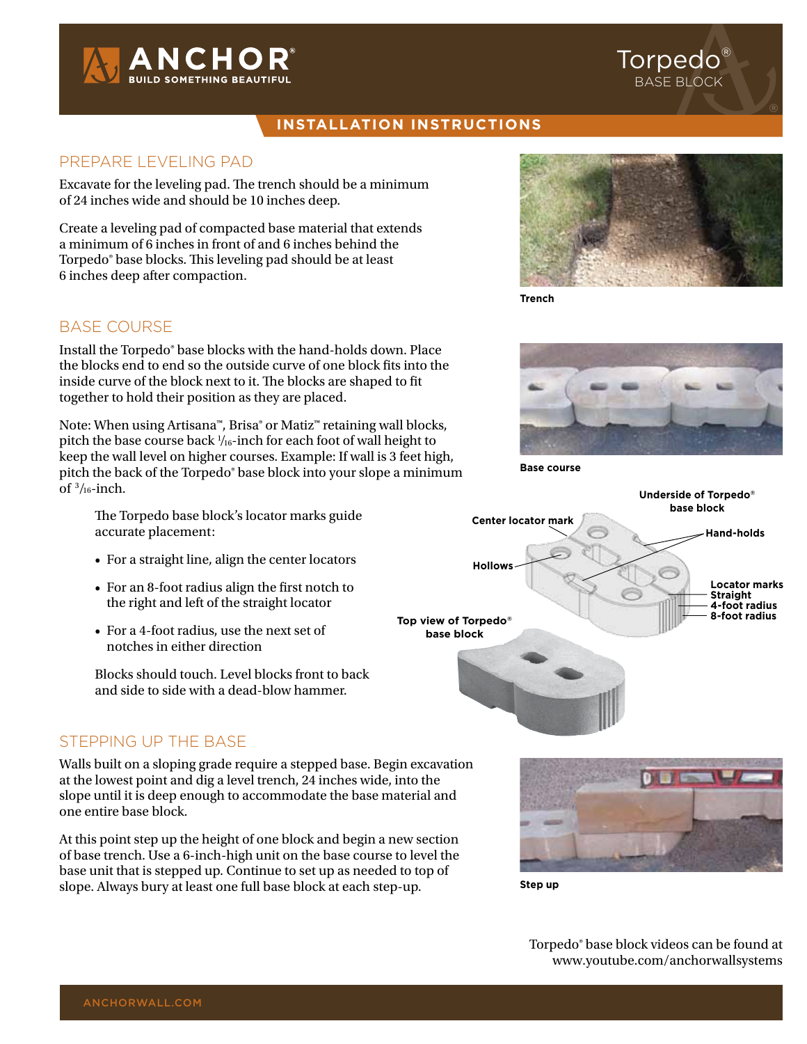# ANCHOR

BUILD SOMETHING BEAUTIFUL

# Torpedo® BASE BLOCK

## INSTALLATION INSTRUCTIONS

## PREPARE LEVELING PAD

Excavate for the leveling pad. The trench should be a minimum of 24 inches wide and should be 10 inches deep.

Create a leveling pad of compacted base material that extends a minimum of 6 inches in front of and 6 inches behind the Torpedo® base blocks. This leveling pad should be at least 6 inches deep after compaction.

Trench

## BASE COURSE

Install the Torpedo® base blocks with the hand-holds down. Place the blocks end to end so the outside curve of one block fits into the inside curve of the block next to it. The blocks are shaped to fit together to hold their position as they are placed.

Note: When using Artisana™, Brisa® or Matiz™ retaining wall blocks, pitch the base course back 1/16-inch for each foot of wall height to keep the wall level on higher courses. Example: If wall is 3 feet high, pitch the back of the Torpedo® base block into your slope a minimum of 3/16-inch.

Base course

The Torpedo base block's locator marks guide accurate placement:

- For a straight line, align the center locators
- For an 8-foot radius align the first notch to the right and left of the straight locator
- For a 4-foot radius, use the next set of notches in either direction

Blocks should touch. Level blocks front to back and side to side with a dead-blow hammer.

Underside of Torpedo® base block — Center locator mark; Hollows; Hand-holds; Locator marks: Straight, 4-foot radius, 8-foot radius

Top view of Torpedo® base block

## STEPPING UP THE BASE

Walls built on a sloping grade require a stepped base. Begin excavation at the lowest point and dig a level trench, 24 inches wide, into the slope until it is deep enough to accommodate the base material and one entire base block.

At this point step up the height of one block and begin a new section of base trench. Use a 6-inch-high unit on the base course to level the base unit that is stepped up. Continue to set up as needed to top of slope. Always bury at least one full base block at each step-up.

Step up

Torpedo® base block videos can be found at www.youtube.com/anchorwallsystems

ANCHORWALL.COM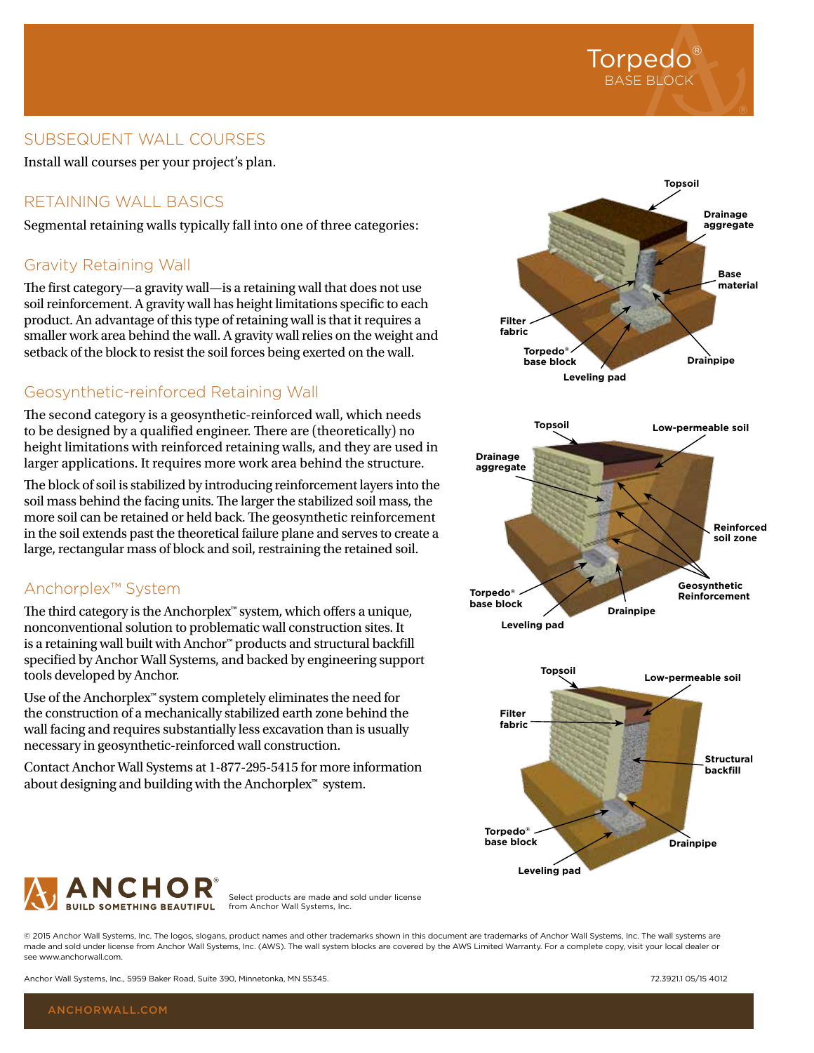## SUBSEQUENT WALL COURSES

Install wall courses per your project's plan.

## RETAINING WALL BASICS

Segmental retaining walls typically fall into one of three categories:

### Gravity Retaining Wall

The first category—a gravity wall—is a retaining wall that does not use soil reinforcement. A gravity wall has height limitations specific to each product. An advantage of this type of retaining wall is that it requires a smaller work area behind the wall. A gravity wall relies on the weight and setback of the block to resist the soil forces being exerted on the wall.

### Geosynthetic-reinforced Retaining Wall

The second category is a geosynthetic-reinforced wall, which needs to be designed by a qualified engineer. There are (theoretically) no height limitations with reinforced retaining walls, and they are used in larger applications. It requires more work area behind the structure.

The block of soil is stabilized by introducing reinforcement layers into the soil mass behind the facing units. The larger the stabilized soil mass, the more soil can be retained or held back. The geosynthetic reinforcement in the soil extends past the theoretical failure plane and serves to create a large, rectangular mass of block and soil, restraining the retained soil.

### Anchorplex™ System

The third category is the Anchorplex™ system, which offers a unique, nonconventional solution to problematic wall construction sites. It is a retaining wall built with Anchor™ products and structural backfill specified by Anchor Wall Systems, and backed by engineering support tools developed by Anchor.

Use of the Anchorplex™ system completely eliminates the need for the construction of a mechanically stabilized earth zone behind the wall facing and requires substantially less excavation than is usually necessary in geosynthetic-reinforced wall construction.

Contact Anchor Wall Systems at 1-877-295-5415 for more information about designing and building with the Anchorplex™ system.

Topsoil
Drainage aggregate
Base material
Filter fabric
Torpedo® base block
Drainpipe
Leveling pad

Topsoil
Low-permeable soil
Drainage aggregate
Reinforced soil zone
Geosynthetic Reinforcement
Torpedo® base block
Drainpipe
Leveling pad

Topsoil
Low-permeable soil
Filter fabric
Structural backfill
Torpedo® base block
Drainpipe
Leveling pad

ANCHOR® BUILD SOMETHING BEAUTIFUL

Select products are made and sold under license from Anchor Wall Systems, Inc.

© 2015 Anchor Wall Systems, Inc. The logos, slogans, product names and other trademarks shown in this document are trademarks of Anchor Wall Systems, Inc. The wall systems are made and sold under license from Anchor Wall Systems, Inc. (AWS). The wall system blocks are covered by the AWS Limited Warranty. For a complete copy, visit your local dealer or see www.anchorwall.com.

Anchor Wall Systems, Inc., 5959 Baker Road, Suite 390, Minnetonka, MN 55345.

72.3921.1 05/15 4012